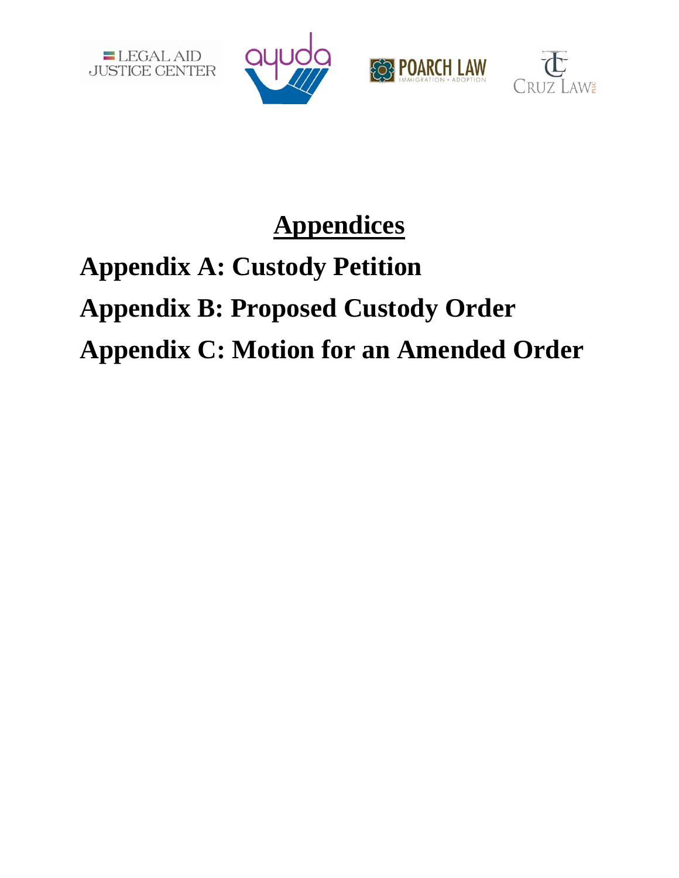LEGAL AID JUSTICE CENTER

ayuda

POARCH LAW IMMIGRATION • ADOPTION

CRUZ LAW PLLC

# Appendices

## Appendix A: Custody Petition

## Appendix B: Proposed Custody Order

## Appendix C: Motion for an Amended Order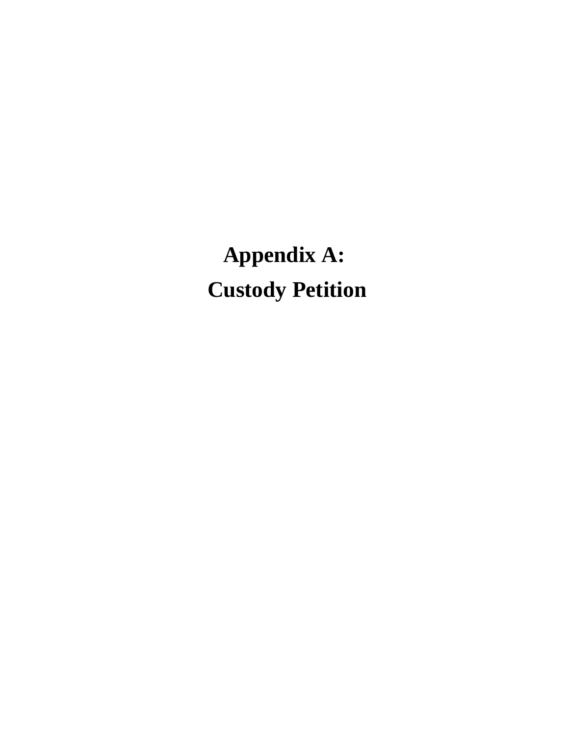# Appendix A:
# Custody Petition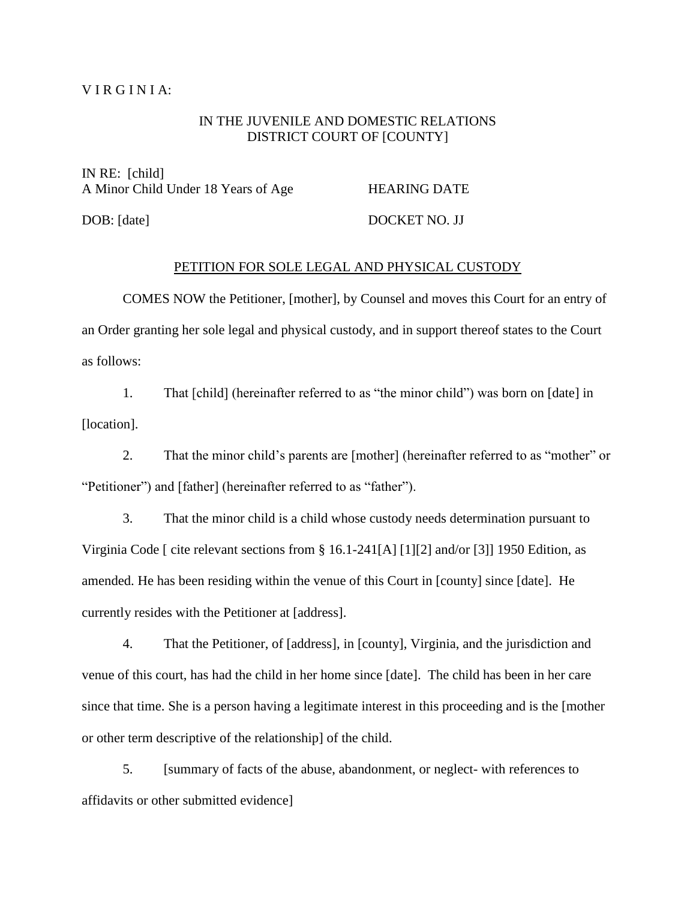V I R G I N I A:

IN THE JUVENILE AND DOMESTIC RELATIONS
DISTRICT COURT OF [COUNTY]

IN RE: [child]
A Minor Child Under 18 Years of Age HEARING DATE

DOB: [date] DOCKET NO. JJ

PETITION FOR SOLE LEGAL AND PHYSICAL CUSTODY

COMES NOW the Petitioner, [mother], by Counsel and moves this Court for an entry of an Order granting her sole legal and physical custody, and in support thereof states to the Court as follows:

1. That [child] (hereinafter referred to as "the minor child") was born on [date] in [location].

2. That the minor child's parents are [mother] (hereinafter referred to as "mother" or "Petitioner") and [father] (hereinafter referred to as "father").

3. That the minor child is a child whose custody needs determination pursuant to Virginia Code [ cite relevant sections from § 16.1-241[A] [1][2] and/or [3]] 1950 Edition, as amended. He has been residing within the venue of this Court in [county] since [date]. He currently resides with the Petitioner at [address].

4. That the Petitioner, of [address], in [county], Virginia, and the jurisdiction and venue of this court, has had the child in her home since [date]. The child has been in her care since that time. She is a person having a legitimate interest in this proceeding and is the [mother or other term descriptive of the relationship] of the child.

5. [summary of facts of the abuse, abandonment, or neglect- with references to affidavits or other submitted evidence]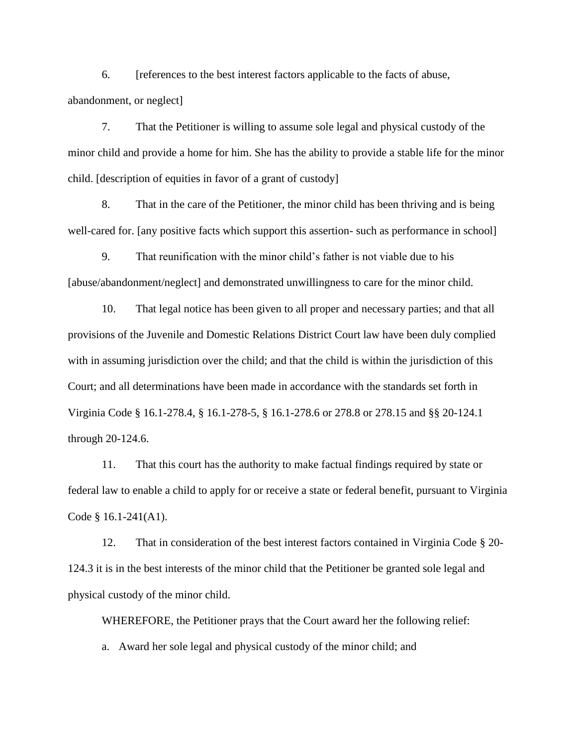6. [references to the best interest factors applicable to the facts of abuse, abandonment, or neglect]

7. That the Petitioner is willing to assume sole legal and physical custody of the minor child and provide a home for him. She has the ability to provide a stable life for the minor child. [description of equities in favor of a grant of custody]

8. That in the care of the Petitioner, the minor child has been thriving and is being well-cared for. [any positive facts which support this assertion- such as performance in school]

9. That reunification with the minor child's father is not viable due to his [abuse/abandonment/neglect] and demonstrated unwillingness to care for the minor child.

10. That legal notice has been given to all proper and necessary parties; and that all provisions of the Juvenile and Domestic Relations District Court law have been duly complied with in assuming jurisdiction over the child; and that the child is within the jurisdiction of this Court; and all determinations have been made in accordance with the standards set forth in Virginia Code § 16.1-278.4, § 16.1-278-5, § 16.1-278.6 or 278.8 or 278.15 and §§ 20-124.1 through 20-124.6.

11. That this court has the authority to make factual findings required by state or federal law to enable a child to apply for or receive a state or federal benefit, pursuant to Virginia Code § 16.1-241(A1).

12. That in consideration of the best interest factors contained in Virginia Code § 20-124.3 it is in the best interests of the minor child that the Petitioner be granted sole legal and physical custody of the minor child.

WHEREFORE, the Petitioner prays that the Court award her the following relief:

a. Award her sole legal and physical custody of the minor child; and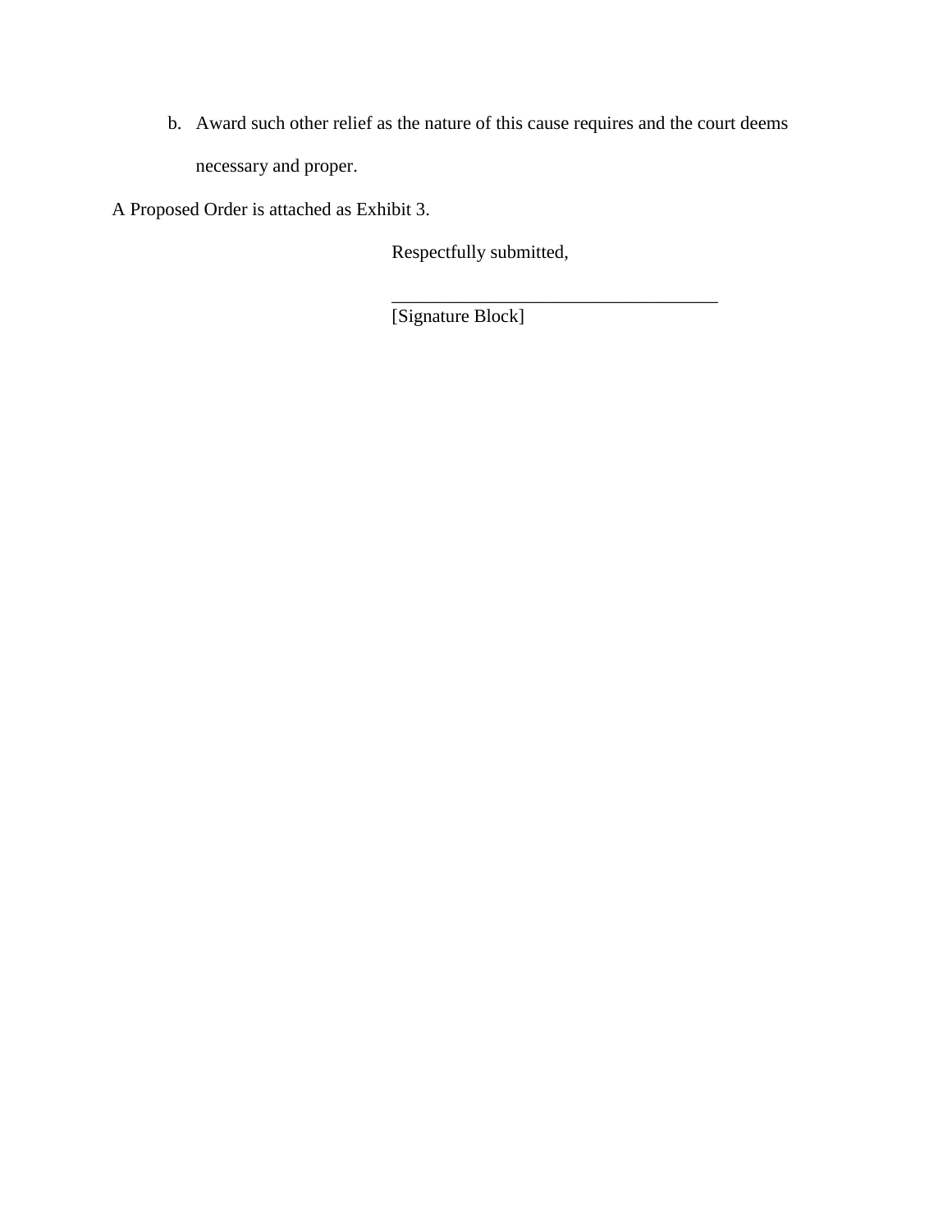b. Award such other relief as the nature of this cause requires and the court deems necessary and proper.

A Proposed Order is attached as Exhibit 3.

Respectfully submitted,

_____________________________________

[Signature Block]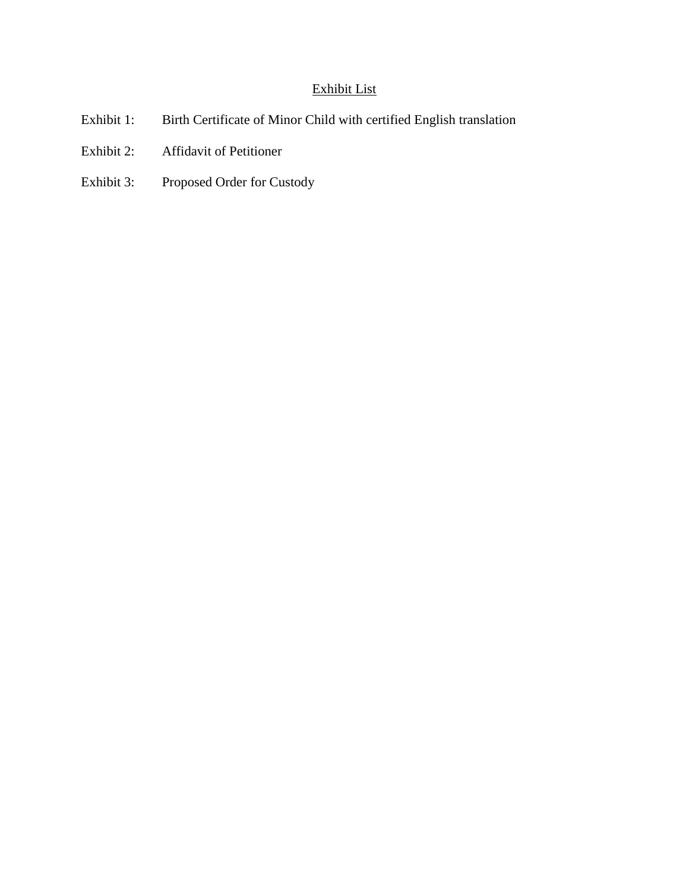<u>Exhibit List</u>

Exhibit 1: Birth Certificate of Minor Child with certified English translation

Exhibit 2: Affidavit of Petitioner

Exhibit 3: Proposed Order for Custody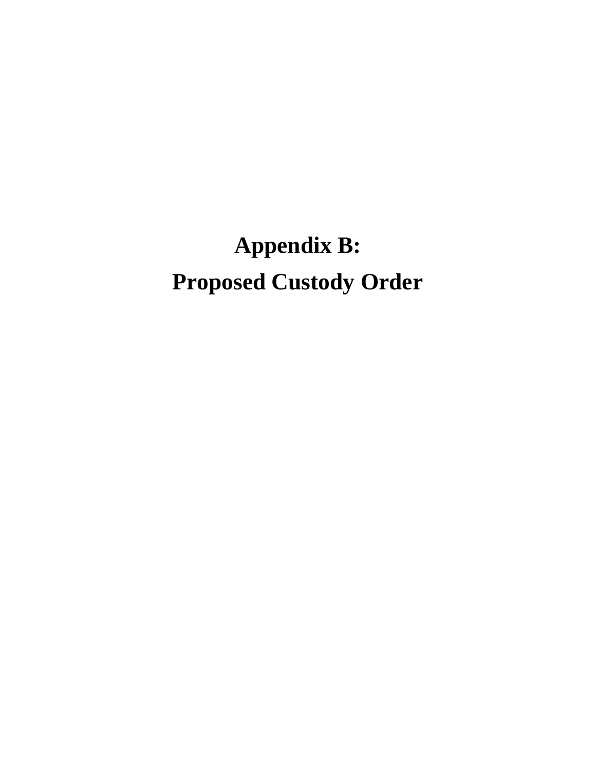# Appendix B:
# Proposed Custody Order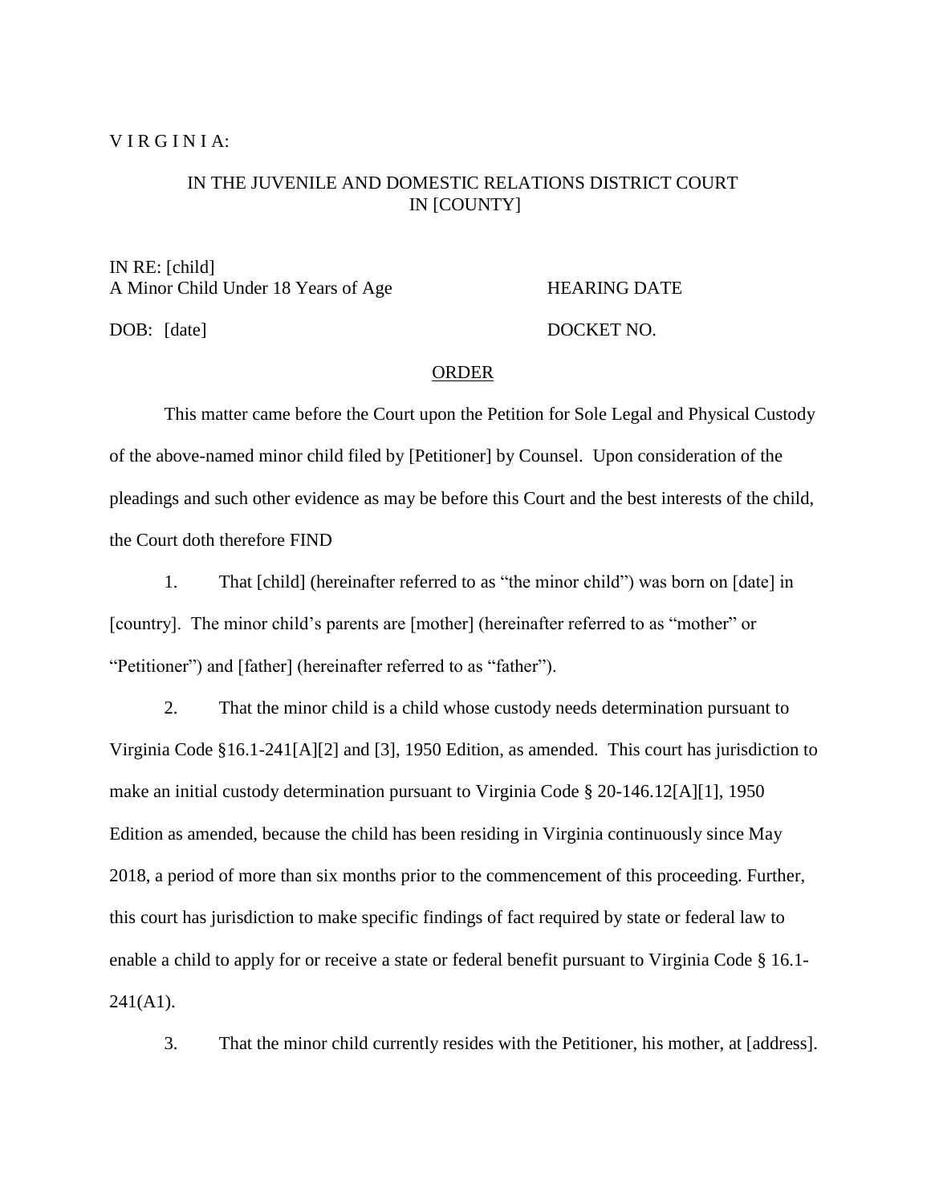V I R G I N I A:

IN THE JUVENILE AND DOMESTIC RELATIONS DISTRICT COURT
IN [COUNTY]

IN RE: [child]
A Minor Child Under 18 Years of Age                    HEARING DATE

DOB: [date]                                            DOCKET NO.

ORDER

This matter came before the Court upon the Petition for Sole Legal and Physical Custody of the above-named minor child filed by [Petitioner] by Counsel. Upon consideration of the pleadings and such other evidence as may be before this Court and the best interests of the child, the Court doth therefore FIND

1. That [child] (hereinafter referred to as "the minor child") was born on [date] in [country]. The minor child's parents are [mother] (hereinafter referred to as "mother" or "Petitioner") and [father] (hereinafter referred to as "father").

2. That the minor child is a child whose custody needs determination pursuant to Virginia Code §16.1-241[A][2] and [3], 1950 Edition, as amended. This court has jurisdiction to make an initial custody determination pursuant to Virginia Code § 20-146.12[A][1], 1950 Edition as amended, because the child has been residing in Virginia continuously since May 2018, a period of more than six months prior to the commencement of this proceeding. Further, this court has jurisdiction to make specific findings of fact required by state or federal law to enable a child to apply for or receive a state or federal benefit pursuant to Virginia Code § 16.1-241(A1).

3. That the minor child currently resides with the Petitioner, his mother, at [address].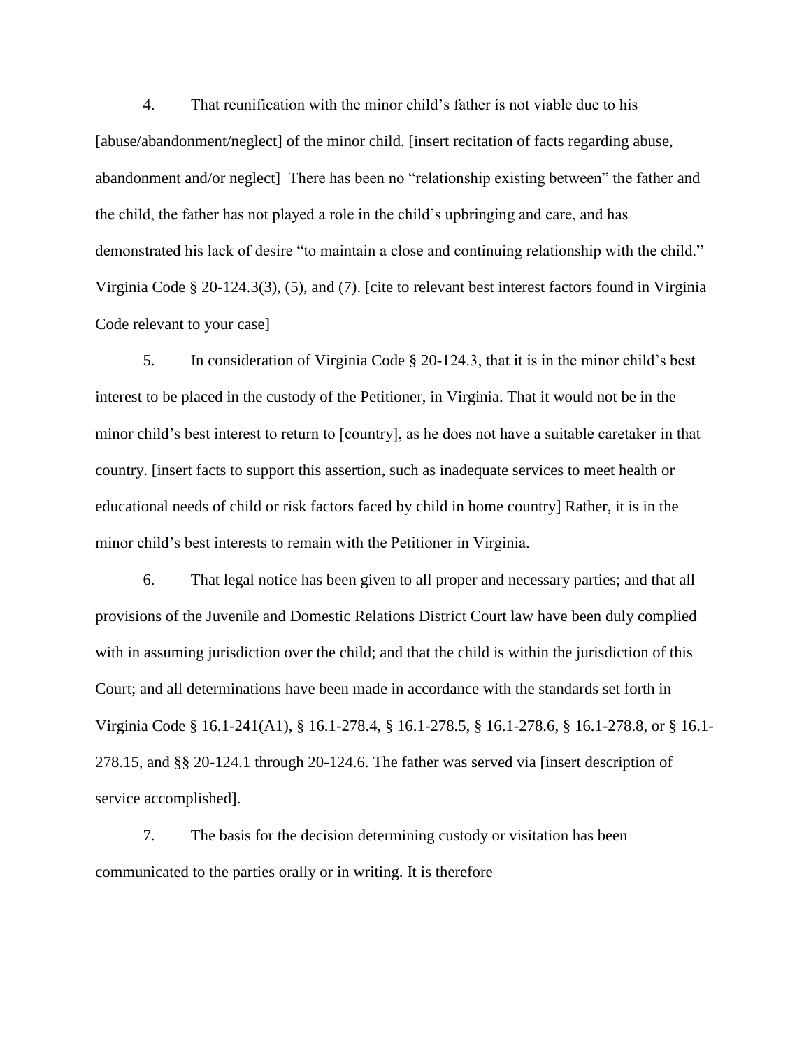4. That reunification with the minor child's father is not viable due to his [abuse/abandonment/neglect] of the minor child. [insert recitation of facts regarding abuse, abandonment and/or neglect] There has been no "relationship existing between" the father and the child, the father has not played a role in the child's upbringing and care, and has demonstrated his lack of desire "to maintain a close and continuing relationship with the child." Virginia Code § 20-124.3(3), (5), and (7). [cite to relevant best interest factors found in Virginia Code relevant to your case]

5. In consideration of Virginia Code § 20-124.3, that it is in the minor child's best interest to be placed in the custody of the Petitioner, in Virginia. That it would not be in the minor child's best interest to return to [country], as he does not have a suitable caretaker in that country. [insert facts to support this assertion, such as inadequate services to meet health or educational needs of child or risk factors faced by child in home country] Rather, it is in the minor child's best interests to remain with the Petitioner in Virginia.

6. That legal notice has been given to all proper and necessary parties; and that all provisions of the Juvenile and Domestic Relations District Court law have been duly complied with in assuming jurisdiction over the child; and that the child is within the jurisdiction of this Court; and all determinations have been made in accordance with the standards set forth in Virginia Code § 16.1-241(A1), § 16.1-278.4, § 16.1-278.5, § 16.1-278.6, § 16.1-278.8, or § 16.1-278.15, and §§ 20-124.1 through 20-124.6. The father was served via [insert description of service accomplished].

7. The basis for the decision determining custody or visitation has been communicated to the parties orally or in writing. It is therefore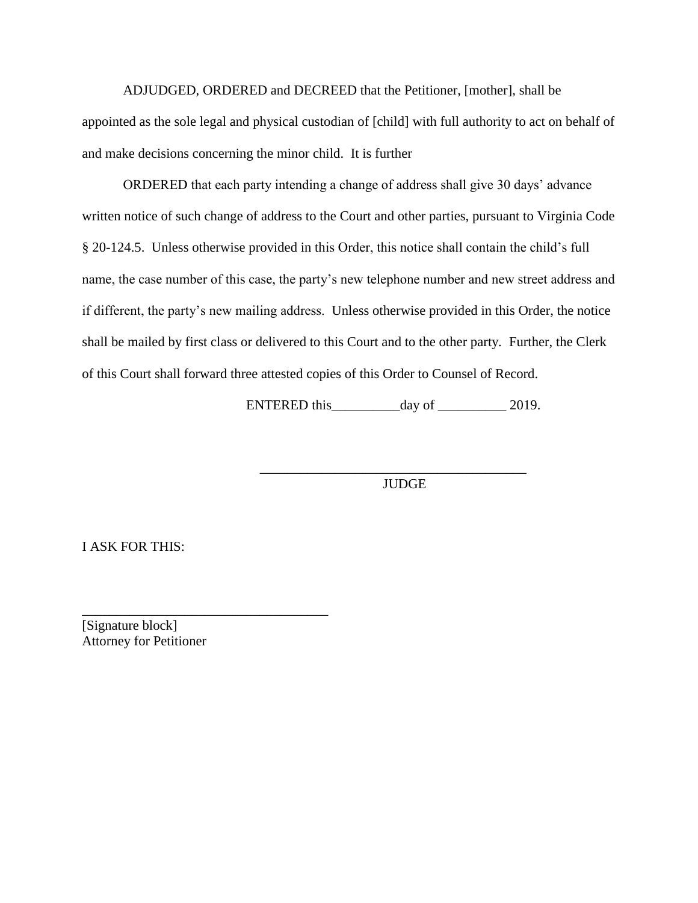ADJUDGED, ORDERED and DECREED that the Petitioner, [mother], shall be appointed as the sole legal and physical custodian of [child] with full authority to act on behalf of and make decisions concerning the minor child. It is further

ORDERED that each party intending a change of address shall give 30 days' advance written notice of such change of address to the Court and other parties, pursuant to Virginia Code § 20-124.5. Unless otherwise provided in this Order, this notice shall contain the child's full name, the case number of this case, the party's new telephone number and new street address and if different, the party's new mailing address. Unless otherwise provided in this Order, the notice shall be mailed by first class or delivered to this Court and to the other party. Further, the Clerk of this Court shall forward three attested copies of this Order to Counsel of Record.

ENTERED this__________day of __________ 2019.

_______________________________________
JUDGE

I ASK FOR THIS:

____________________________________
[Signature block]
Attorney for Petitioner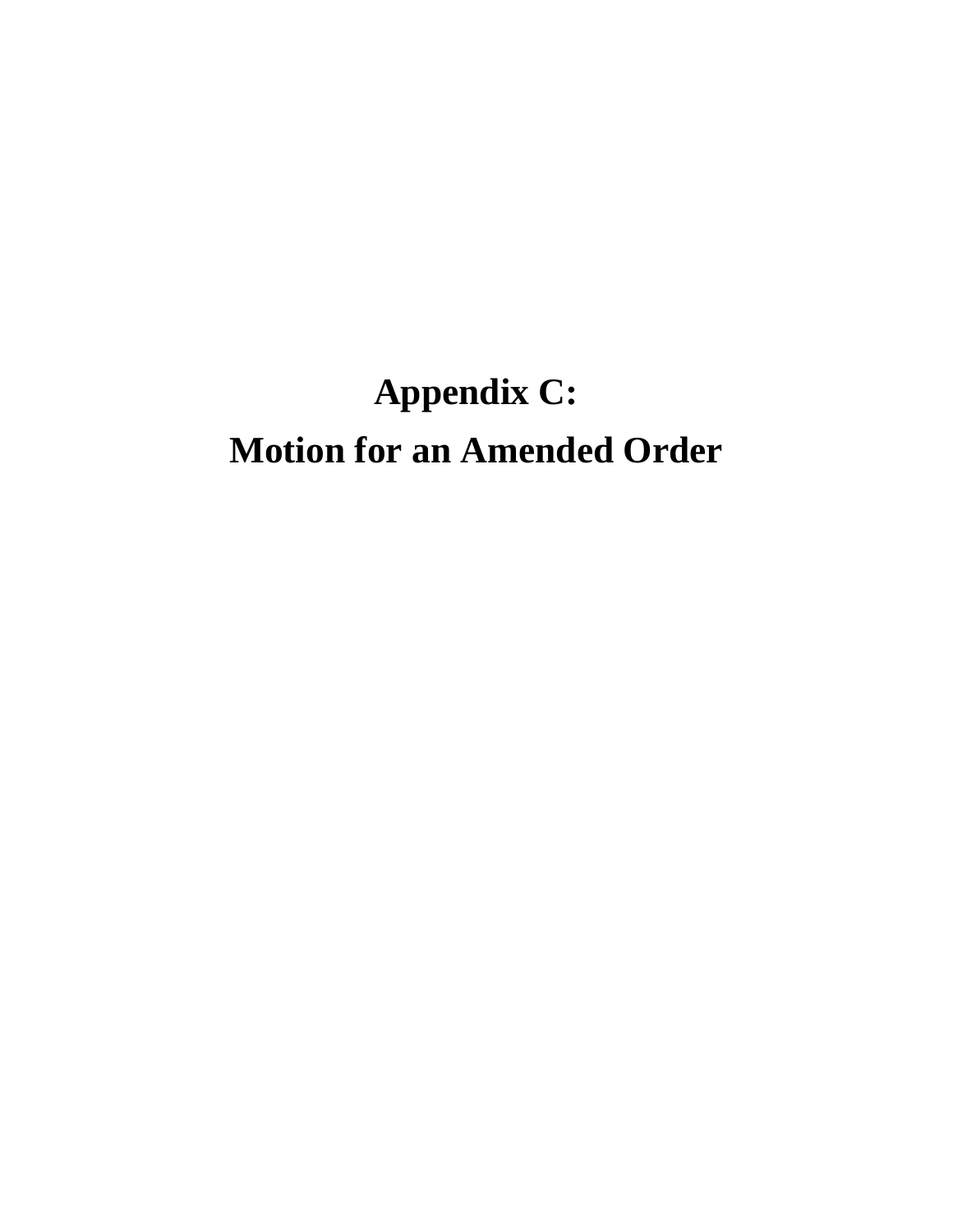# Appendix C:
# Motion for an Amended Order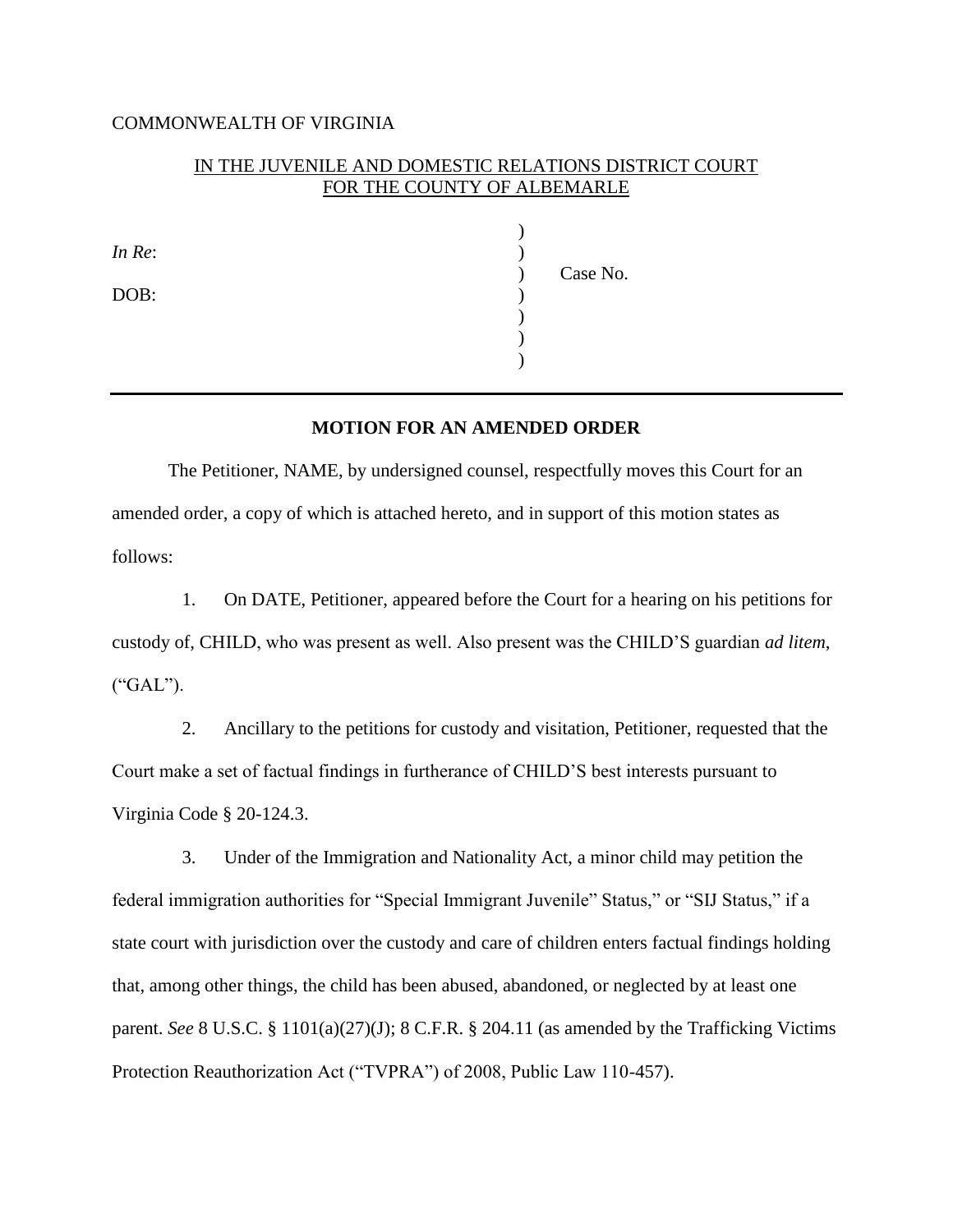COMMONWEALTH OF VIRGINIA

IN THE JUVENILE AND DOMESTIC RELATIONS DISTRICT COURT
FOR THE COUNTY OF ALBEMARLE

| | | |
|---|---|---|
| *In Re*: | ) | |
| | ) | Case No. |
| DOB: | ) | |
| | ) | |
| | ) | |
| | ) | |

**MOTION FOR AN AMENDED ORDER**

The Petitioner, NAME, by undersigned counsel, respectfully moves this Court for an amended order, a copy of which is attached hereto, and in support of this motion states as follows:

1. On DATE, Petitioner, appeared before the Court for a hearing on his petitions for custody of, CHILD, who was present as well. Also present was the CHILD'S guardian *ad litem*, ("GAL").

2. Ancillary to the petitions for custody and visitation, Petitioner, requested that the Court make a set of factual findings in furtherance of CHILD'S best interests pursuant to Virginia Code § 20-124.3.

3. Under of the Immigration and Nationality Act, a minor child may petition the federal immigration authorities for "Special Immigrant Juvenile" Status," or "SIJ Status," if a state court with jurisdiction over the custody and care of children enters factual findings holding that, among other things, the child has been abused, abandoned, or neglected by at least one parent. *See* 8 U.S.C. § 1101(a)(27)(J); 8 C.F.R. § 204.11 (as amended by the Trafficking Victims Protection Reauthorization Act ("TVPRA") of 2008, Public Law 110-457).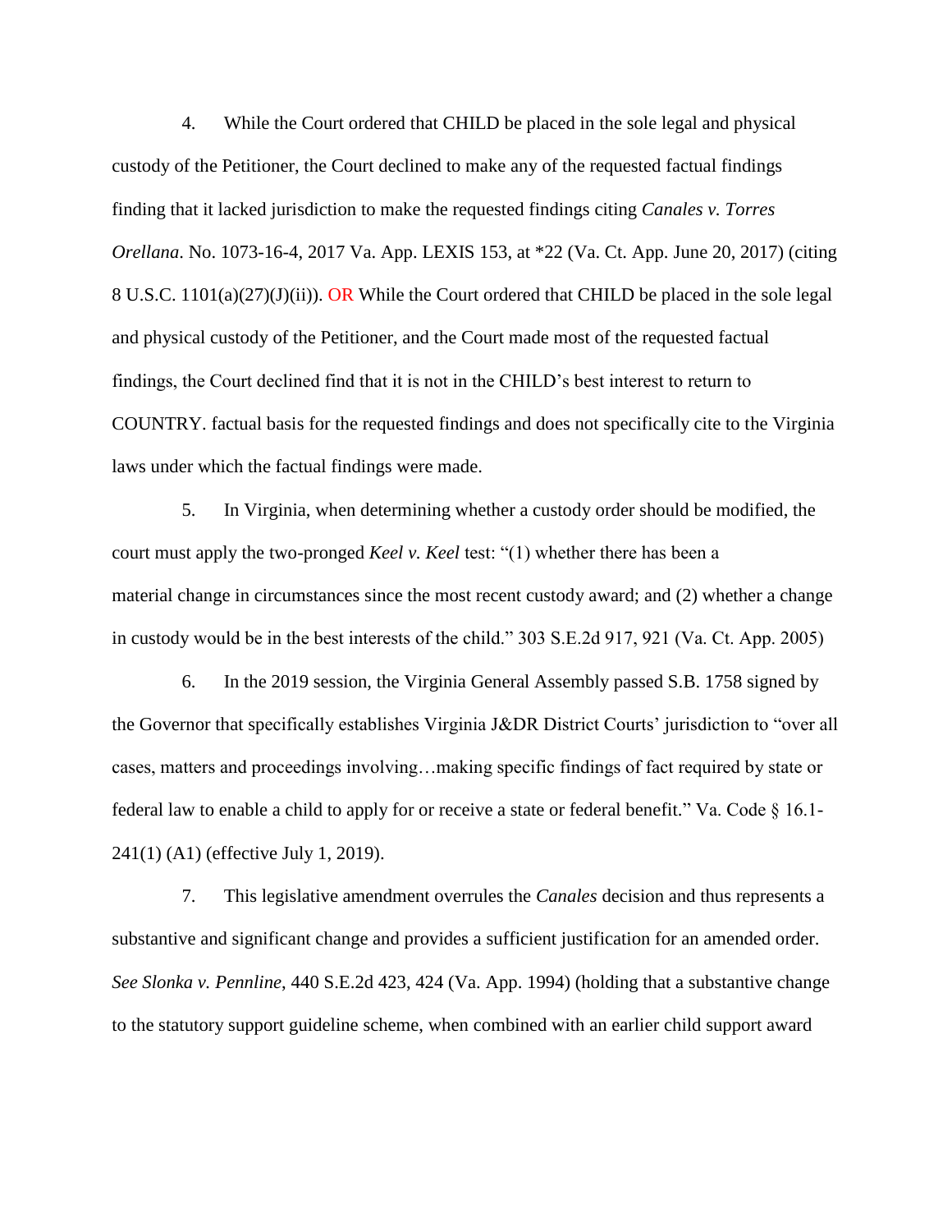4. While the Court ordered that CHILD be placed in the sole legal and physical custody of the Petitioner, the Court declined to make any of the requested factual findings finding that it lacked jurisdiction to make the requested findings citing *Canales v. Torres Orellana*. No. 1073-16-4, 2017 Va. App. LEXIS 153, at *22 (Va. Ct. App. June 20, 2017) (citing 8 U.S.C. 1101(a)(27)(J)(ii)). OR While the Court ordered that CHILD be placed in the sole legal and physical custody of the Petitioner, and the Court made most of the requested factual findings, the Court declined find that it is not in the CHILD's best interest to return to COUNTRY. factual basis for the requested findings and does not specifically cite to the Virginia laws under which the factual findings were made.

5. In Virginia, when determining whether a custody order should be modified, the court must apply the two-pronged *Keel v. Keel* test: "(1) whether there has been a material change in circumstances since the most recent custody award; and (2) whether a change in custody would be in the best interests of the child." 303 S.E.2d 917, 921 (Va. Ct. App. 2005)

6. In the 2019 session, the Virginia General Assembly passed S.B. 1758 signed by the Governor that specifically establishes Virginia J&DR District Courts' jurisdiction to "over all cases, matters and proceedings involving…making specific findings of fact required by state or federal law to enable a child to apply for or receive a state or federal benefit." Va. Code § 16.1-241(1) (A1) (effective July 1, 2019).

7. This legislative amendment overrules the *Canales* decision and thus represents a substantive and significant change and provides a sufficient justification for an amended order. *See Slonka v. Pennline*, 440 S.E.2d 423, 424 (Va. App. 1994) (holding that a substantive change to the statutory support guideline scheme, when combined with an earlier child support award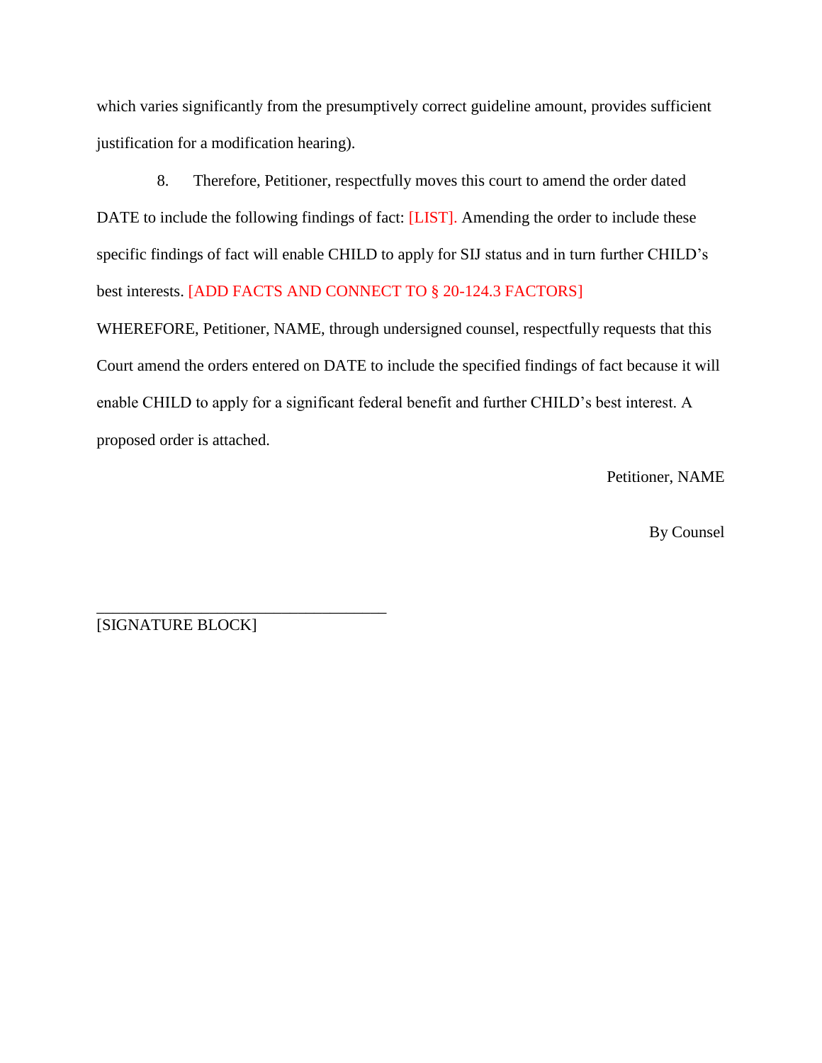which varies significantly from the presumptively correct guideline amount, provides sufficient justification for a modification hearing).

8. Therefore, Petitioner, respectfully moves this court to amend the order dated DATE to include the following findings of fact: [LIST]. Amending the order to include these specific findings of fact will enable CHILD to apply for SIJ status and in turn further CHILD's best interests. [ADD FACTS AND CONNECT TO § 20-124.3 FACTORS]

WHEREFORE, Petitioner, NAME, through undersigned counsel, respectfully requests that this Court amend the orders entered on DATE to include the specified findings of fact because it will enable CHILD to apply for a significant federal benefit and further CHILD's best interest. A proposed order is attached.

Petitioner, NAME

By Counsel

___________________________________

[SIGNATURE BLOCK]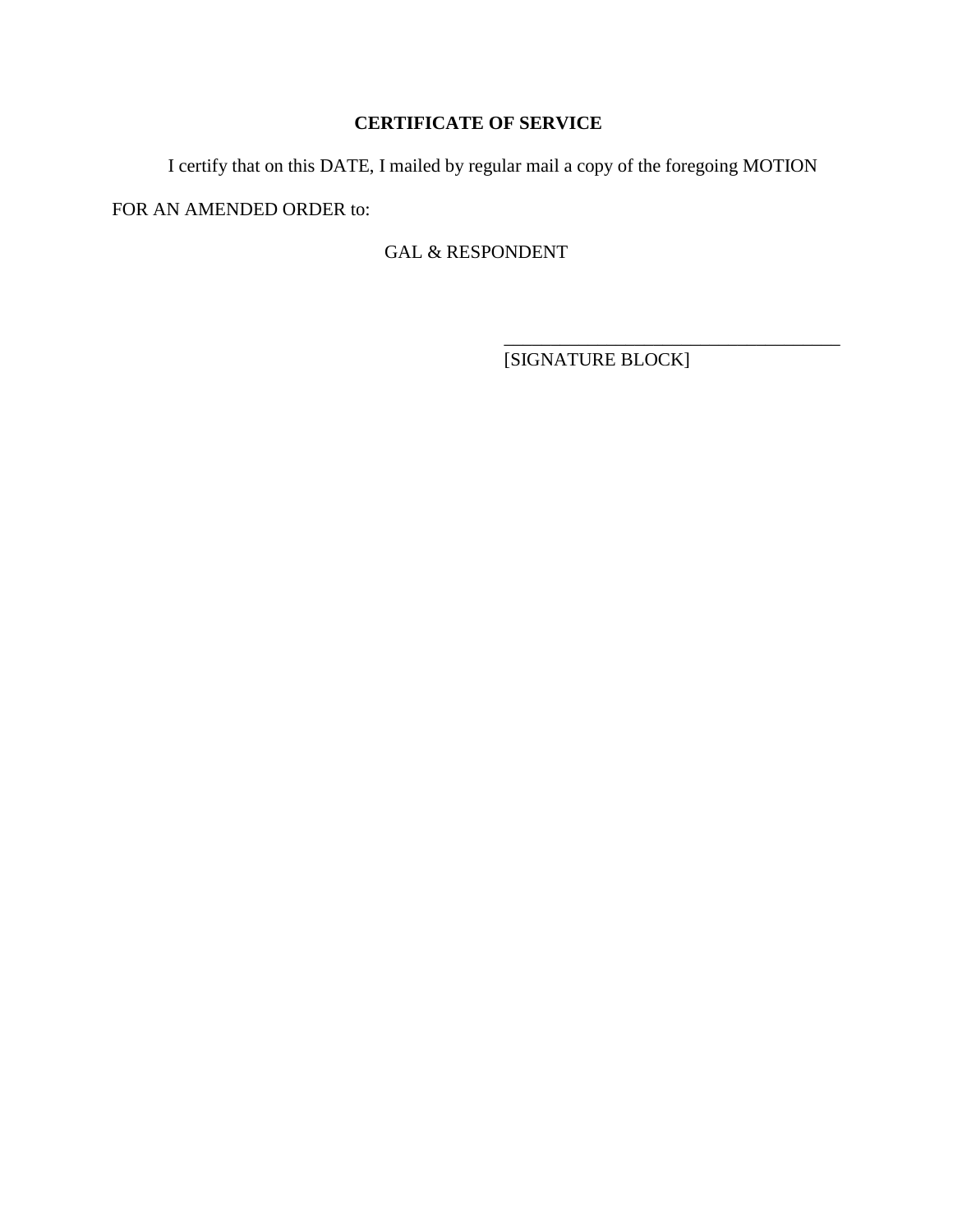**CERTIFICATE OF SERVICE**

I certify that on this DATE, I mailed by regular mail a copy of the foregoing MOTION FOR AN AMENDED ORDER to:

GAL & RESPONDENT

______________________________________
[SIGNATURE BLOCK]